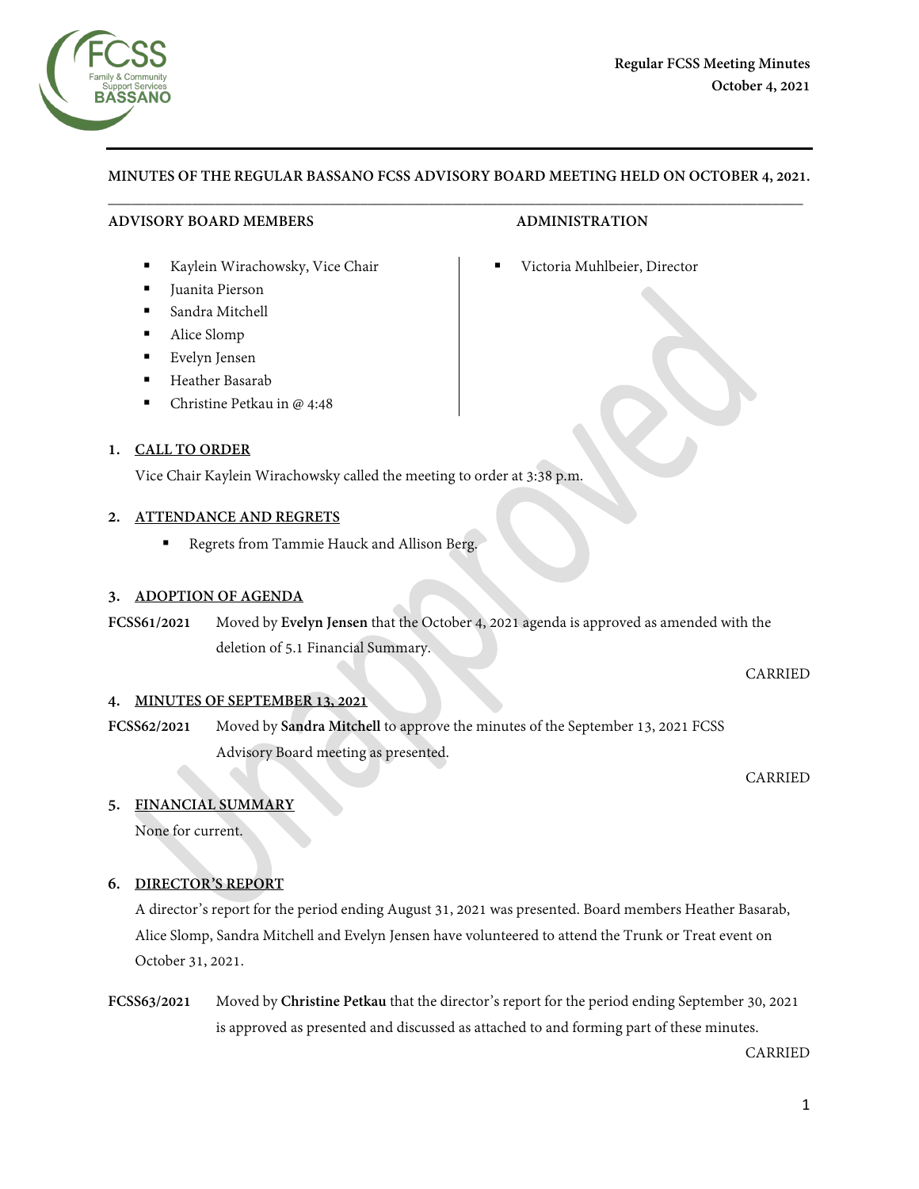**Regular FCSS Meeting Minutes**
**October 4, 2021**

**MINUTES OF THE REGULAR BASSANO FCSS ADVISORY BOARD MEETING HELD ON OCTOBER 4, 2021.**

**ADVISORY BOARD MEMBERS**

- Kaylein Wirachowsky, Vice Chair
- Juanita Pierson
- Sandra Mitchell
- Alice Slomp
- Evelyn Jensen
- Heather Basarab
- Christine Petkau in @ 4:48

**ADMINISTRATION**

- Victoria Muhlbeier, Director

## 1. CALL TO ORDER

Vice Chair Kaylein Wirachowsky called the meeting to order at 3:38 p.m.

## 2. ATTENDANCE AND REGRETS

- Regrets from Tammie Hauck and Allison Berg.

## 3. ADOPTION OF AGENDA

**FCSS61/2021** Moved by **Evelyn Jensen** that the October 4, 2021 agenda is approved as amended with the deletion of 5.1 Financial Summary.

CARRIED

## 4. MINUTES OF SEPTEMBER 13, 2021

**FCSS62/2021** Moved by **Sandra Mitchell** to approve the minutes of the September 13, 2021 FCSS Advisory Board meeting as presented.

CARRIED

## 5. FINANCIAL SUMMARY

None for current.

## 6. DIRECTOR'S REPORT

A director's report for the period ending August 31, 2021 was presented. Board members Heather Basarab, Alice Slomp, Sandra Mitchell and Evelyn Jensen have volunteered to attend the Trunk or Treat event on October 31, 2021.

**FCSS63/2021** Moved by **Christine Petkau** that the director's report for the period ending September 30, 2021 is approved as presented and discussed as attached to and forming part of these minutes.

CARRIED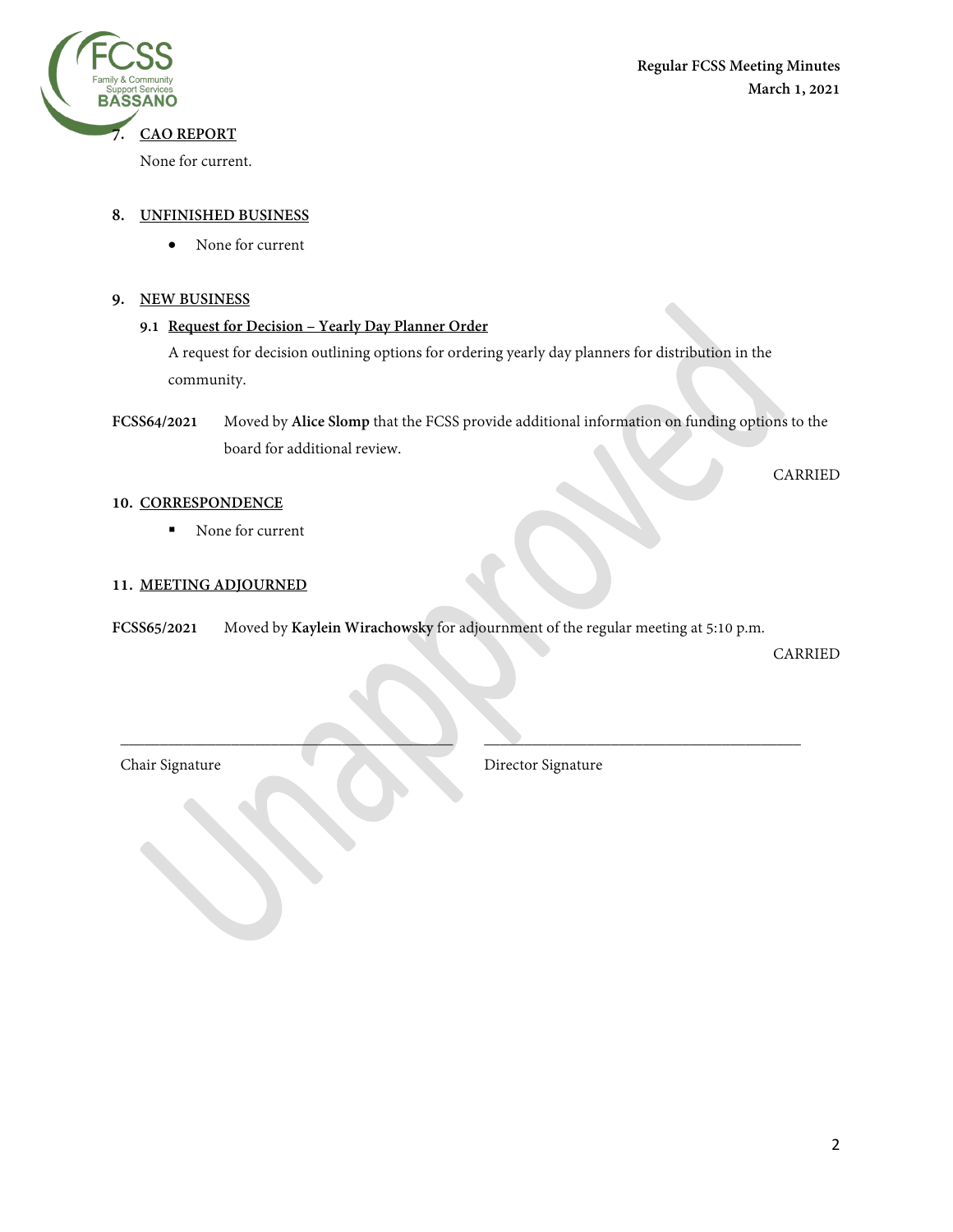**7. CAO REPORT**

None for current.

**8. UNFINISHED BUSINESS**

- None for current

**9. NEW BUSINESS**

**9.1 Request for Decision – Yearly Day Planner Order**

A request for decision outlining options for ordering yearly day planners for distribution in the community.

**FCSS64/2021** Moved by **Alice Slomp** that the FCSS provide additional information on funding options to the board for additional review.

CARRIED

**10. CORRESPONDENCE**

- None for current

**11. MEETING ADJOURNED**

**FCSS65/2021** Moved by **Kaylein Wirachowsky** for adjournment of the regular meeting at 5:10 p.m.

CARRIED

\_\_\_\_\_\_\_\_\_\_\_\_\_\_\_\_\_\_\_\_\_\_\_\_\_\_\_\_\_\_\_\_\_\_\_\_ Chair Signature

\_\_\_\_\_\_\_\_\_\_\_\_\_\_\_\_\_\_\_\_\_\_\_\_\_\_\_\_\_\_\_\_\_\_\_\_ Director Signature

Unapproved